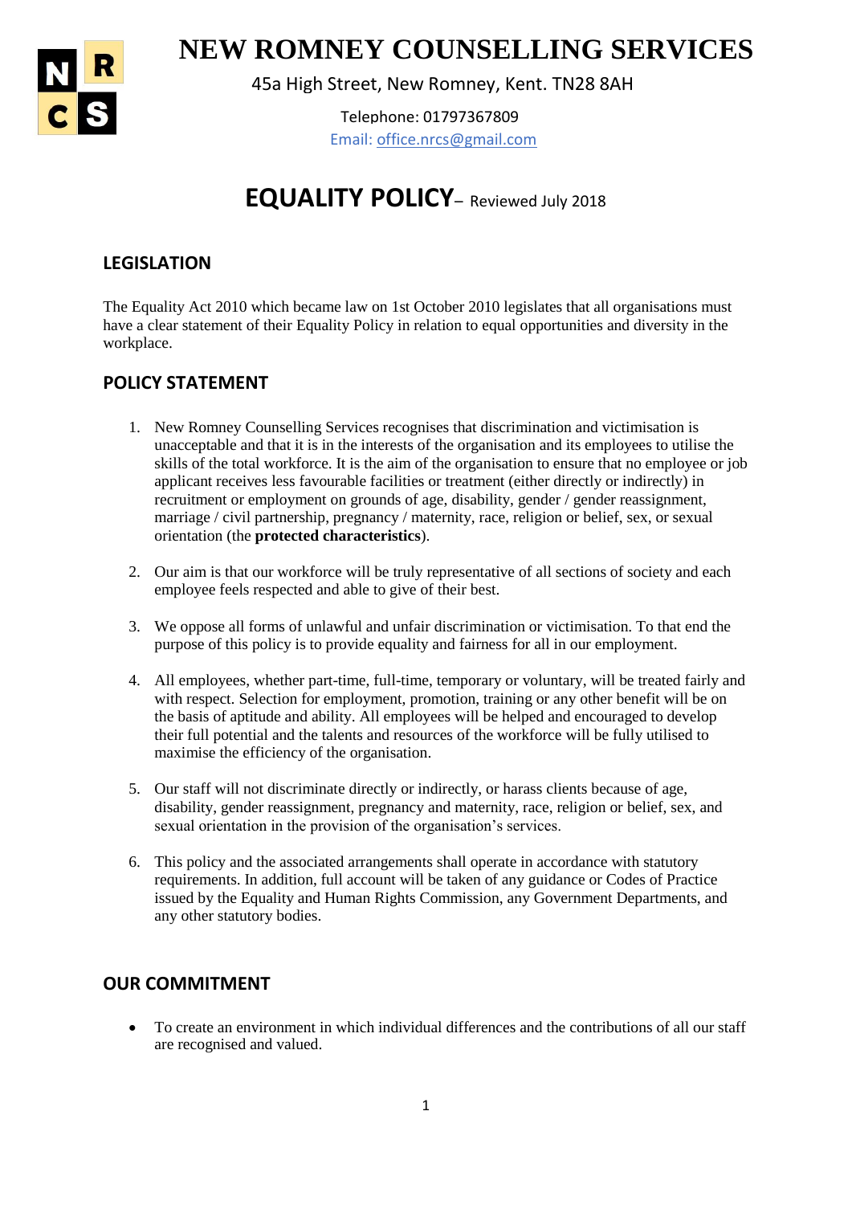# NEW ROMNEY COUNSELLING SERVICES

45a High Street, New Romney, Kent. TN28 8AH

Telephone: 01797367809

Email: office.nrcs@gmail.com

# EQUALITY POLICY– Reviewed July 2018

## LEGISLATION

The Equality Act 2010 which became law on 1st October 2010 legislates that all organisations must have a clear statement of their Equality Policy in relation to equal opportunities and diversity in the workplace.

## POLICY STATEMENT

1. New Romney Counselling Services recognises that discrimination and victimisation is unacceptable and that it is in the interests of the organisation and its employees to utilise the skills of the total workforce. It is the aim of the organisation to ensure that no employee or job applicant receives less favourable facilities or treatment (either directly or indirectly) in recruitment or employment on grounds of age, disability, gender / gender reassignment, marriage / civil partnership, pregnancy / maternity, race, religion or belief, sex, or sexual orientation (the **protected characteristics**).

2. Our aim is that our workforce will be truly representative of all sections of society and each employee feels respected and able to give of their best.

3. We oppose all forms of unlawful and unfair discrimination or victimisation. To that end the purpose of this policy is to provide equality and fairness for all in our employment.

4. All employees, whether part-time, full-time, temporary or voluntary, will be treated fairly and with respect. Selection for employment, promotion, training or any other benefit will be on the basis of aptitude and ability. All employees will be helped and encouraged to develop their full potential and the talents and resources of the workforce will be fully utilised to maximise the efficiency of the organisation.

5. Our staff will not discriminate directly or indirectly, or harass clients because of age, disability, gender reassignment, pregnancy and maternity, race, religion or belief, sex, and sexual orientation in the provision of the organisation's services.

6. This policy and the associated arrangements shall operate in accordance with statutory requirements. In addition, full account will be taken of any guidance or Codes of Practice issued by the Equality and Human Rights Commission, any Government Departments, and any other statutory bodies.

## OUR COMMITMENT

- To create an environment in which individual differences and the contributions of all our staff are recognised and valued.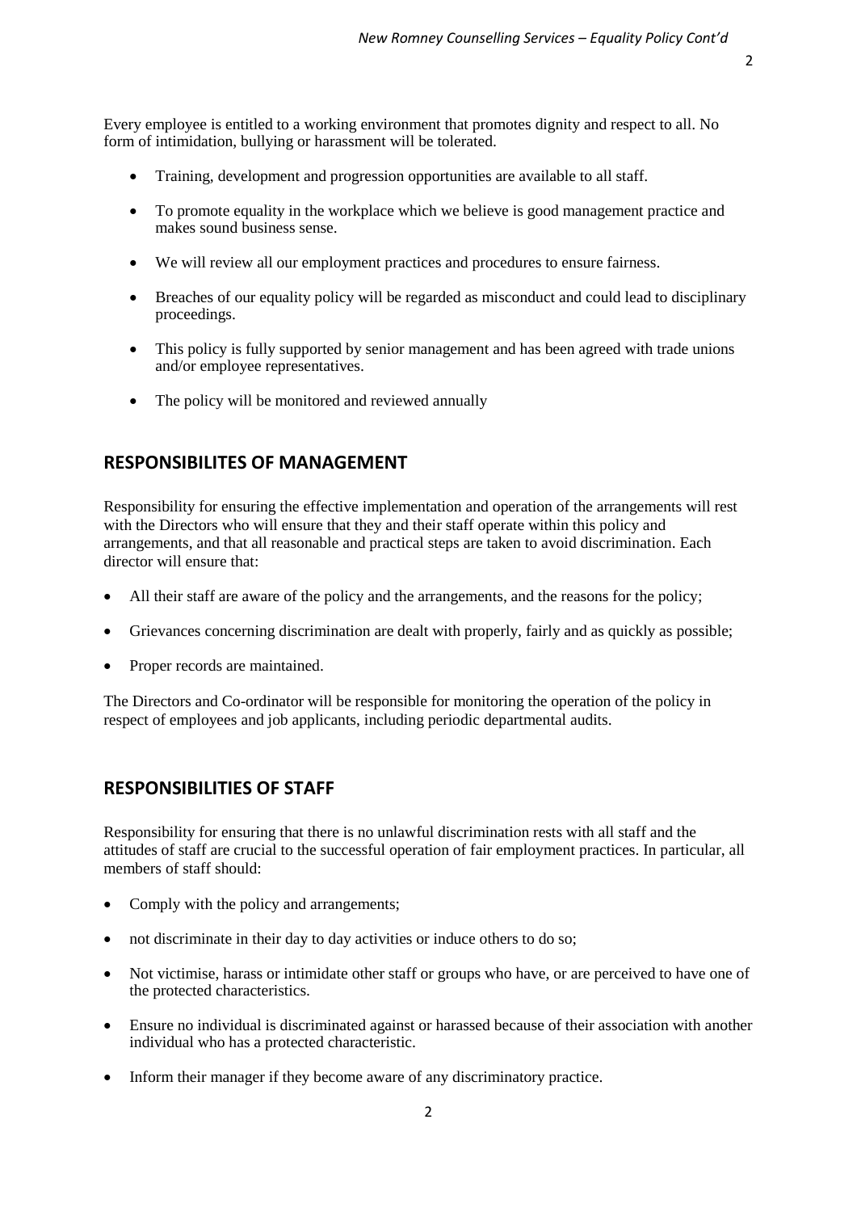Every employee is entitled to a working environment that promotes dignity and respect to all. No form of intimidation, bullying or harassment will be tolerated.

- Training, development and progression opportunities are available to all staff.
- To promote equality in the workplace which we believe is good management practice and makes sound business sense.
- We will review all our employment practices and procedures to ensure fairness.
- Breaches of our equality policy will be regarded as misconduct and could lead to disciplinary proceedings.
- This policy is fully supported by senior management and has been agreed with trade unions and/or employee representatives.
- The policy will be monitored and reviewed annually

## RESPONSIBILITES OF MANAGEMENT

Responsibility for ensuring the effective implementation and operation of the arrangements will rest with the Directors who will ensure that they and their staff operate within this policy and arrangements, and that all reasonable and practical steps are taken to avoid discrimination. Each director will ensure that:

- All their staff are aware of the policy and the arrangements, and the reasons for the policy;
- Grievances concerning discrimination are dealt with properly, fairly and as quickly as possible;
- Proper records are maintained.

The Directors and Co-ordinator will be responsible for monitoring the operation of the policy in respect of employees and job applicants, including periodic departmental audits.

## RESPONSIBILITIES OF STAFF

Responsibility for ensuring that there is no unlawful discrimination rests with all staff and the attitudes of staff are crucial to the successful operation of fair employment practices. In particular, all members of staff should:

- Comply with the policy and arrangements;
- not discriminate in their day to day activities or induce others to do so;
- Not victimise, harass or intimidate other staff or groups who have, or are perceived to have one of the protected characteristics.
- Ensure no individual is discriminated against or harassed because of their association with another individual who has a protected characteristic.
- Inform their manager if they become aware of any discriminatory practice.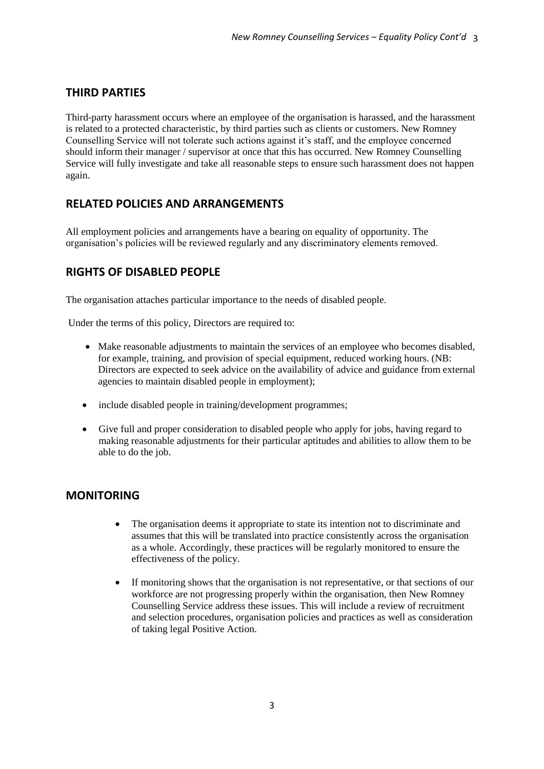## THIRD PARTIES

Third-party harassment occurs where an employee of the organisation is harassed, and the harassment is related to a protected characteristic, by third parties such as clients or customers. New Romney Counselling Service will not tolerate such actions against it's staff, and the employee concerned should inform their manager / supervisor at once that this has occurred. New Romney Counselling Service will fully investigate and take all reasonable steps to ensure such harassment does not happen again.

## RELATED POLICIES AND ARRANGEMENTS

All employment policies and arrangements have a bearing on equality of opportunity. The organisation's policies will be reviewed regularly and any discriminatory elements removed.

## RIGHTS OF DISABLED PEOPLE

The organisation attaches particular importance to the needs of disabled people.

Under the terms of this policy, Directors are required to:

- Make reasonable adjustments to maintain the services of an employee who becomes disabled, for example, training, and provision of special equipment, reduced working hours. (NB: Directors are expected to seek advice on the availability of advice and guidance from external agencies to maintain disabled people in employment);
- include disabled people in training/development programmes;
- Give full and proper consideration to disabled people who apply for jobs, having regard to making reasonable adjustments for their particular aptitudes and abilities to allow them to be able to do the job.

## MONITORING

- The organisation deems it appropriate to state its intention not to discriminate and assumes that this will be translated into practice consistently across the organisation as a whole. Accordingly, these practices will be regularly monitored to ensure the effectiveness of the policy.
- If monitoring shows that the organisation is not representative, or that sections of our workforce are not progressing properly within the organisation, then New Romney Counselling Service address these issues. This will include a review of recruitment and selection procedures, organisation policies and practices as well as consideration of taking legal Positive Action.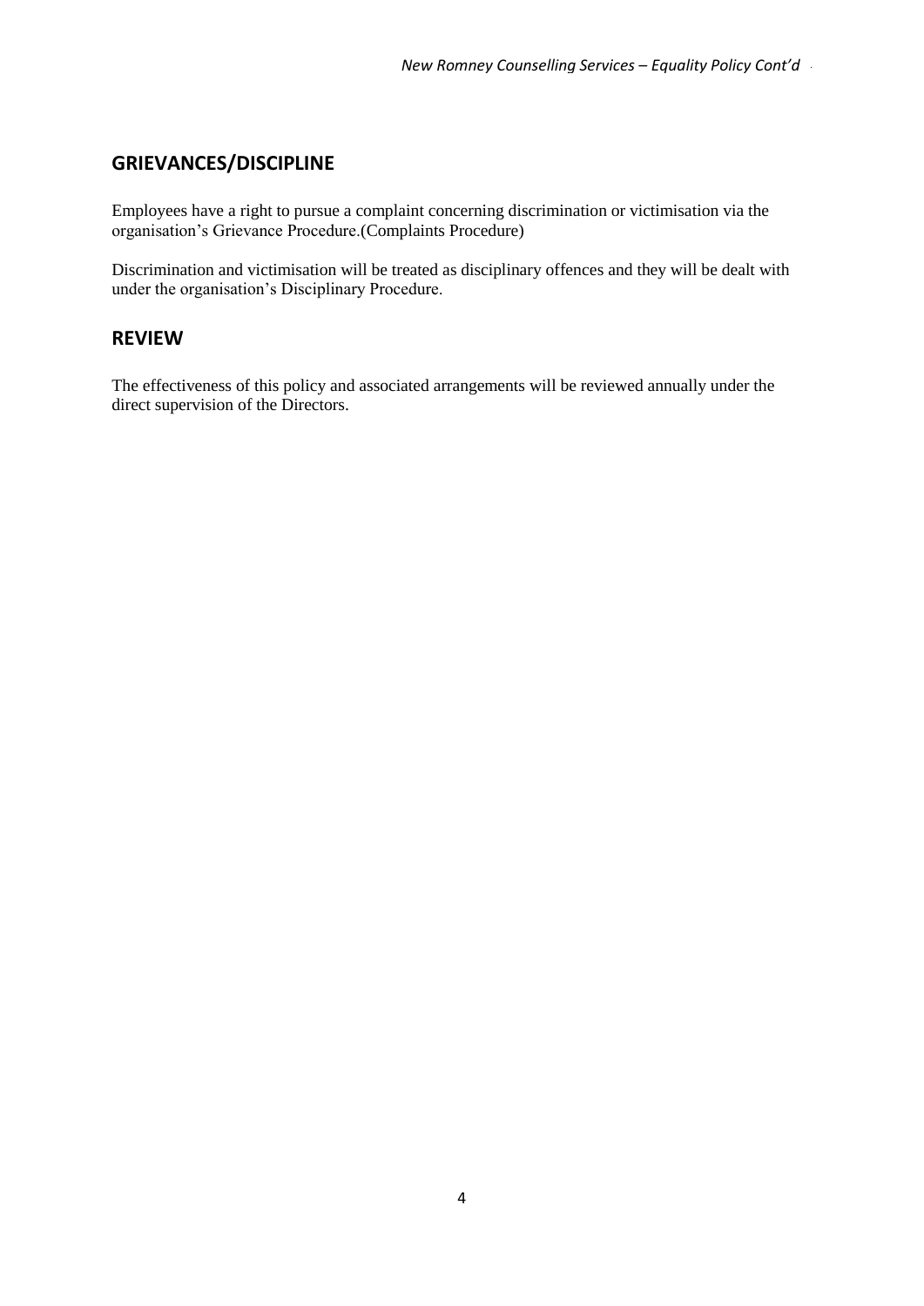## GRIEVANCES/DISCIPLINE

Employees have a right to pursue a complaint concerning discrimination or victimisation via the organisation's Grievance Procedure.(Complaints Procedure)

Discrimination and victimisation will be treated as disciplinary offences and they will be dealt with under the organisation's Disciplinary Procedure.

## REVIEW

The effectiveness of this policy and associated arrangements will be reviewed annually under the direct supervision of the Directors.